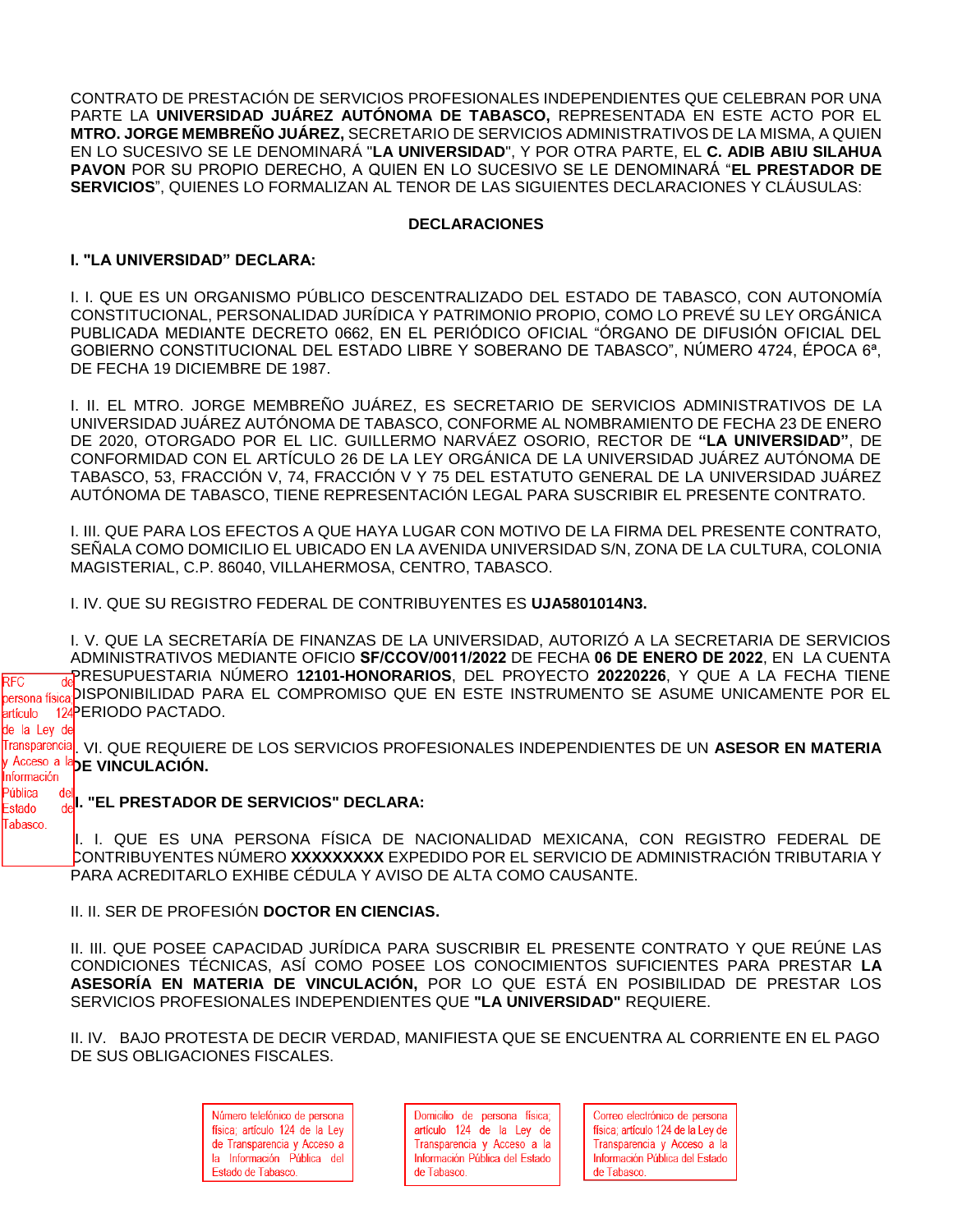CONTRATO DE PRESTACIÓN DE SERVICIOS PROFESIONALES INDEPENDIENTES QUE CELEBRAN POR UNA PARTE LA **UNIVERSIDAD JUÁREZ AUTÓNOMA DE TABASCO,** REPRESENTADA EN ESTE ACTO POR EL **MTRO. JORGE MEMBREÑO JUÁREZ,** SECRETARIO DE SERVICIOS ADMINISTRATIVOS DE LA MISMA, A QUIEN EN LO SUCESIVO SE LE DENOMINARÁ "**LA UNIVERSIDAD**", Y POR OTRA PARTE, EL **C. ADIB ABIU SILAHUA PAVON** POR SU PROPIO DERECHO, A QUIEN EN LO SUCESIVO SE LE DENOMINARÁ "**EL PRESTADOR DE SERVICIOS**", QUIENES LO FORMALIZAN AL TENOR DE LAS SIGUIENTES DECLARACIONES Y CLÁUSULAS:

## DECLARACIONES

### I. "LA UNIVERSIDAD" DECLARA:

I. I. QUE ES UN ORGANISMO PÚBLICO DESCENTRALIZADO DEL ESTADO DE TABASCO, CON AUTONOMÍA CONSTITUCIONAL, PERSONALIDAD JURÍDICA Y PATRIMONIO PROPIO, COMO LO PREVÉ SU LEY ORGÁNICA PUBLICADA MEDIANTE DECRETO 0662, EN EL PERIÓDICO OFICIAL "ÓRGANO DE DIFUSIÓN OFICIAL DEL GOBIERNO CONSTITUCIONAL DEL ESTADO LIBRE Y SOBERANO DE TABASCO", NÚMERO 4724, ÉPOCA 6ª, DE FECHA 19 DICIEMBRE DE 1987.

I. II. EL MTRO. JORGE MEMBREÑO JUÁREZ, ES SECRETARIO DE SERVICIOS ADMINISTRATIVOS DE LA UNIVERSIDAD JUÁREZ AUTÓNOMA DE TABASCO, CONFORME AL NOMBRAMIENTO DE FECHA 23 DE ENERO DE 2020, OTORGADO POR EL LIC. GUILLERMO NARVÁEZ OSORIO, RECTOR DE **"LA UNIVERSIDAD"**, DE CONFORMIDAD CON EL ARTÍCULO 26 DE LA LEY ORGÁNICA DE LA UNIVERSIDAD JUÁREZ AUTÓNOMA DE TABASCO, 53, FRACCIÓN V, 74, FRACCIÓN V Y 75 DEL ESTATUTO GENERAL DE LA UNIVERSIDAD JUÁREZ AUTÓNOMA DE TABASCO, TIENE REPRESENTACIÓN LEGAL PARA SUSCRIBIR EL PRESENTE CONTRATO.

I. III. QUE PARA LOS EFECTOS A QUE HAYA LUGAR CON MOTIVO DE LA FIRMA DEL PRESENTE CONTRATO, SEÑALA COMO DOMICILIO EL UBICADO EN LA AVENIDA UNIVERSIDAD S/N, ZONA DE LA CULTURA, COLONIA MAGISTERIAL, C.P. 86040, VILLAHERMOSA, CENTRO, TABASCO.

I. IV. QUE SU REGISTRO FEDERAL DE CONTRIBUYENTES ES **UJA5801014N3.**

I. V. QUE LA SECRETARÍA DE FINANZAS DE LA UNIVERSIDAD, AUTORIZÓ A LA SECRETARIA DE SERVICIOS ADMINISTRATIVOS MEDIANTE OFICIO **SF/CCOV/0011/2022** DE FECHA **06 DE ENERO DE 2022**, EN LA CUENTA PRESUPUESTARIA NÚMERO **12101-HONORARIOS**, DEL PROYECTO **20220226**, Y QUE A LA FECHA TIENE DISPONIBILIDAD PARA EL COMPROMISO QUE EN ESTE INSTRUMENTO SE ASUME UNICAMENTE POR EL PERIODO PACTADO.

I. VI. QUE REQUIERE DE LOS SERVICIOS PROFESIONALES INDEPENDIENTES DE UN **ASESOR EN MATERIA DE VINCULACIÓN.**

RFC de persona física artículo 124 de la Ley de Transparencia y Acceso a la Información Pública del Estado de Tabasco.

### II. "EL PRESTADOR DE SERVICIOS" DECLARA:

II. I. QUE ES UNA PERSONA FÍSICA DE NACIONALIDAD MEXICANA, CON REGISTRO FEDERAL DE CONTRIBUYENTES NÚMERO **XXXXXXXXX** EXPEDIDO POR EL SERVICIO DE ADMINISTRACIÓN TRIBUTARIA Y PARA ACREDITARLO EXHIBE CÉDULA Y AVISO DE ALTA COMO CAUSANTE.

II. II. SER DE PROFESIÓN **DOCTOR EN CIENCIAS.**

II. III. QUE POSEE CAPACIDAD JURÍDICA PARA SUSCRIBIR EL PRESENTE CONTRATO Y QUE REÚNE LAS CONDICIONES TÉCNICAS, ASÍ COMO POSEE LOS CONOCIMIENTOS SUFICIENTES PARA PRESTAR **LA ASESORÍA EN MATERIA DE VINCULACIÓN,** POR LO QUE ESTÁ EN POSIBILIDAD DE PRESTAR LOS SERVICIOS PROFESIONALES INDEPENDIENTES QUE **"LA UNIVERSIDAD"** REQUIERE.

II. IV. BAJO PROTESTA DE DECIR VERDAD, MANIFIESTA QUE SE ENCUENTRA AL CORRIENTE EN EL PAGO DE SUS OBLIGACIONES FISCALES.

Número telefónico de persona física; artículo 124 de la Ley de Transparencia y Acceso a la Información Pública del Estado de Tabasco.

Domicilio de persona física; artículo 124 de la Ley de Transparencia y Acceso a la Información Pública del Estado de Tabasco.

Correo electrónico de persona física; artículo 124 de la Ley de Transparencia y Acceso a la Información Pública del Estado de Tabasco.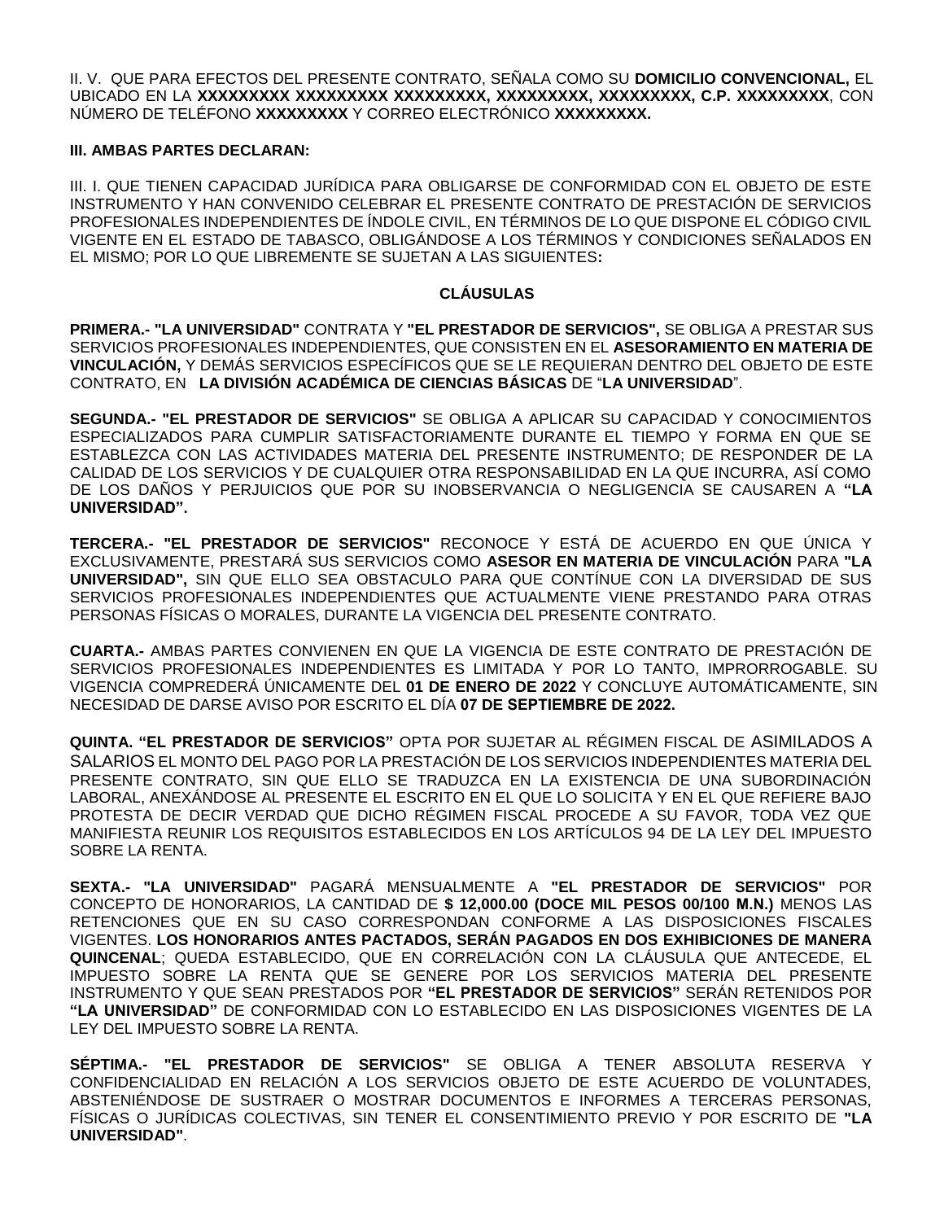II. V. QUE PARA EFECTOS DEL PRESENTE CONTRATO, SEÑALA COMO SU **DOMICILIO CONVENCIONAL,** EL UBICADO EN LA **XXXXXXXXX XXXXXXXXX XXXXXXXXX, XXXXXXXXX, XXXXXXXXX, C.P. XXXXXXXXX**, CON NÚMERO DE TELÉFONO **XXXXXXXXX** Y CORREO ELECTRÓNICO **XXXXXXXXX.**

**III. AMBAS PARTES DECLARAN:**

III. I. QUE TIENEN CAPACIDAD JURÍDICA PARA OBLIGARSE DE CONFORMIDAD CON EL OBJETO DE ESTE INSTRUMENTO Y HAN CONVENIDO CELEBRAR EL PRESENTE CONTRATO DE PRESTACIÓN DE SERVICIOS PROFESIONALES INDEPENDIENTES DE ÍNDOLE CIVIL, EN TÉRMINOS DE LO QUE DISPONE EL CÓDIGO CIVIL VIGENTE EN EL ESTADO DE TABASCO, OBLIGÁNDOSE A LOS TÉRMINOS Y CONDICIONES SEÑALADOS EN EL MISMO; POR LO QUE LIBREMENTE SE SUJETAN A LAS SIGUIENTES**:**

## CLÁUSULAS

**PRIMERA.- "LA UNIVERSIDAD"** CONTRATA Y **"EL PRESTADOR DE SERVICIOS",** SE OBLIGA A PRESTAR SUS SERVICIOS PROFESIONALES INDEPENDIENTES, QUE CONSISTEN EN EL **ASESORAMIENTO EN MATERIA DE VINCULACIÓN,** Y DEMÁS SERVICIOS ESPECÍFICOS QUE SE LE REQUIERAN DENTRO DEL OBJETO DE ESTE CONTRATO, EN **LA DIVISIÓN ACADÉMICA DE CIENCIAS BÁSICAS** DE "**LA UNIVERSIDAD**".

**SEGUNDA.- "EL PRESTADOR DE SERVICIOS"** SE OBLIGA A APLICAR SU CAPACIDAD Y CONOCIMIENTOS ESPECIALIZADOS PARA CUMPLIR SATISFACTORIAMENTE DURANTE EL TIEMPO Y FORMA EN QUE SE ESTABLEZCA CON LAS ACTIVIDADES MATERIA DEL PRESENTE INSTRUMENTO; DE RESPONDER DE LA CALIDAD DE LOS SERVICIOS Y DE CUALQUIER OTRA RESPONSABILIDAD EN LA QUE INCURRA, ASÍ COMO DE LOS DAÑOS Y PERJUICIOS QUE POR SU INOBSERVANCIA O NEGLIGENCIA SE CAUSAREN A **"LA UNIVERSIDAD".**

**TERCERA.- "EL PRESTADOR DE SERVICIOS"** RECONOCE Y ESTÁ DE ACUERDO EN QUE ÚNICA Y EXCLUSIVAMENTE, PRESTARÁ SUS SERVICIOS COMO **ASESOR EN MATERIA DE VINCULACIÓN** PARA **"LA UNIVERSIDAD",** SIN QUE ELLO SEA OBSTACULO PARA QUE CONTÍNUE CON LA DIVERSIDAD DE SUS SERVICIOS PROFESIONALES INDEPENDIENTES QUE ACTUALMENTE VIENE PRESTANDO PARA OTRAS PERSONAS FÍSICAS O MORALES, DURANTE LA VIGENCIA DEL PRESENTE CONTRATO.

**CUARTA.-** AMBAS PARTES CONVIENEN EN QUE LA VIGENCIA DE ESTE CONTRATO DE PRESTACIÓN DE SERVICIOS PROFESIONALES INDEPENDIENTES ES LIMITADA Y POR LO TANTO, IMPRORROGABLE. SU VIGENCIA COMPREDERÁ ÚNICAMENTE DEL **01 DE ENERO DE 2022** Y CONCLUYE AUTOMÁTICAMENTE, SIN NECESIDAD DE DARSE AVISO POR ESCRITO EL DÍA **07 DE SEPTIEMBRE DE 2022.**

**QUINTA. "EL PRESTADOR DE SERVICIOS"** OPTA POR SUJETAR AL RÉGIMEN FISCAL DE ASIMILADOS A SALARIOS EL MONTO DEL PAGO POR LA PRESTACIÓN DE LOS SERVICIOS INDEPENDIENTES MATERIA DEL PRESENTE CONTRATO, SIN QUE ELLO SE TRADUZCA EN LA EXISTENCIA DE UNA SUBORDINACIÓN LABORAL, ANEXÁNDOSE AL PRESENTE EL ESCRITO EN EL QUE LO SOLICITA Y EN EL QUE REFIERE BAJO PROTESTA DE DECIR VERDAD QUE DICHO RÉGIMEN FISCAL PROCEDE A SU FAVOR, TODA VEZ QUE MANIFIESTA REUNIR LOS REQUISITOS ESTABLECIDOS EN LOS ARTÍCULOS 94 DE LA LEY DEL IMPUESTO SOBRE LA RENTA.

**SEXTA.- "LA UNIVERSIDAD"** PAGARÁ MENSUALMENTE A **"EL PRESTADOR DE SERVICIOS"** POR CONCEPTO DE HONORARIOS, LA CANTIDAD DE **$ 12,000.00 (DOCE MIL PESOS 00/100 M.N.)** MENOS LAS RETENCIONES QUE EN SU CASO CORRESPONDAN CONFORME A LAS DISPOSICIONES FISCALES VIGENTES. **LOS HONORARIOS ANTES PACTADOS, SERÁN PAGADOS EN DOS EXHIBICIONES DE MANERA QUINCENAL**; QUEDA ESTABLECIDO, QUE EN CORRELACIÓN CON LA CLÁUSULA QUE ANTECEDE, EL IMPUESTO SOBRE LA RENTA QUE SE GENERE POR LOS SERVICIOS MATERIA DEL PRESENTE INSTRUMENTO Y QUE SEAN PRESTADOS POR **"EL PRESTADOR DE SERVICIOS"** SERÁN RETENIDOS POR **"LA UNIVERSIDAD"** DE CONFORMIDAD CON LO ESTABLECIDO EN LAS DISPOSICIONES VIGENTES DE LA LEY DEL IMPUESTO SOBRE LA RENTA.

**SÉPTIMA.- "EL PRESTADOR DE SERVICIOS"** SE OBLIGA A TENER ABSOLUTA RESERVA Y CONFIDENCIALIDAD EN RELACIÓN A LOS SERVICIOS OBJETO DE ESTE ACUERDO DE VOLUNTADES, ABSTENIÉNDOSE DE SUSTRAER O MOSTRAR DOCUMENTOS E INFORMES A TERCERAS PERSONAS, FÍSICAS O JURÍDICAS COLECTIVAS, SIN TENER EL CONSENTIMIENTO PREVIO Y POR ESCRITO DE **"LA UNIVERSIDAD"**.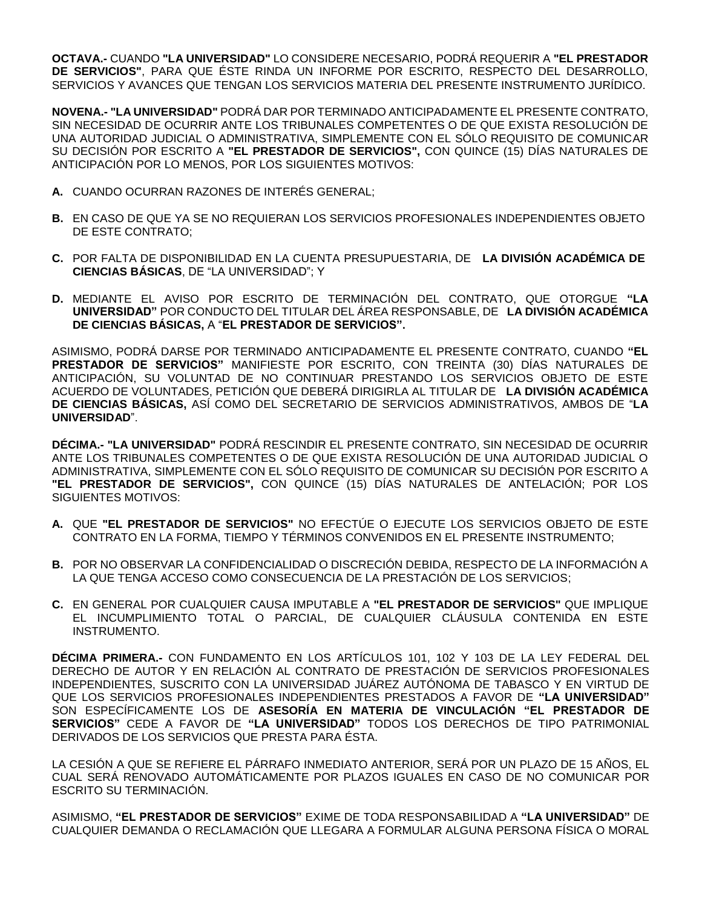**OCTAVA.-** CUANDO **"LA UNIVERSIDAD"** LO CONSIDERE NECESARIO, PODRÁ REQUERIR A **"EL PRESTADOR DE SERVICIOS"**, PARA QUE ÉSTE RINDA UN INFORME POR ESCRITO, RESPECTO DEL DESARROLLO, SERVICIOS Y AVANCES QUE TENGAN LOS SERVICIOS MATERIA DEL PRESENTE INSTRUMENTO JURÍDICO.

**NOVENA.- "LA UNIVERSIDAD"** PODRÁ DAR POR TERMINADO ANTICIPADAMENTE EL PRESENTE CONTRATO, SIN NECESIDAD DE OCURRIR ANTE LOS TRIBUNALES COMPETENTES O DE QUE EXISTA RESOLUCIÓN DE UNA AUTORIDAD JUDICIAL O ADMINISTRATIVA, SIMPLEMENTE CON EL SÓLO REQUISITO DE COMUNICAR SU DECISIÓN POR ESCRITO A **"EL PRESTADOR DE SERVICIOS",** CON QUINCE (15) DÍAS NATURALES DE ANTICIPACIÓN POR LO MENOS, POR LOS SIGUIENTES MOTIVOS:

**A.** CUANDO OCURRAN RAZONES DE INTERÉS GENERAL;

**B.** EN CASO DE QUE YA SE NO REQUIERAN LOS SERVICIOS PROFESIONALES INDEPENDIENTES OBJETO DE ESTE CONTRATO;

**C.** POR FALTA DE DISPONIBILIDAD EN LA CUENTA PRESUPUESTARIA, DE **LA DIVISIÓN ACADÉMICA DE CIENCIAS BÁSICAS**, DE "LA UNIVERSIDAD"; Y

**D.** MEDIANTE EL AVISO POR ESCRITO DE TERMINACIÓN DEL CONTRATO, QUE OTORGUE **"LA UNIVERSIDAD"** POR CONDUCTO DEL TITULAR DEL ÁREA RESPONSABLE, DE **LA DIVISIÓN ACADÉMICA DE CIENCIAS BÁSICAS,** A "**EL PRESTADOR DE SERVICIOS".**

ASIMISMO, PODRÁ DARSE POR TERMINADO ANTICIPADAMENTE EL PRESENTE CONTRATO, CUANDO **"EL PRESTADOR DE SERVICIOS"** MANIFIESTE POR ESCRITO, CON TREINTA (30) DÍAS NATURALES DE ANTICIPACIÓN, SU VOLUNTAD DE NO CONTINUAR PRESTANDO LOS SERVICIOS OBJETO DE ESTE ACUERDO DE VOLUNTADES, PETICIÓN QUE DEBERÁ DIRIGIRLA AL TITULAR DE **LA DIVISIÓN ACADÉMICA DE CIENCIAS BÁSICAS,** ASÍ COMO DEL SECRETARIO DE SERVICIOS ADMINISTRATIVOS, AMBOS DE "**LA UNIVERSIDAD**".

**DÉCIMA.- "LA UNIVERSIDAD"** PODRÁ RESCINDIR EL PRESENTE CONTRATO, SIN NECESIDAD DE OCURRIR ANTE LOS TRIBUNALES COMPETENTES O DE QUE EXISTA RESOLUCIÓN DE UNA AUTORIDAD JUDICIAL O ADMINISTRATIVA, SIMPLEMENTE CON EL SÓLO REQUISITO DE COMUNICAR SU DECISIÓN POR ESCRITO A **"EL PRESTADOR DE SERVICIOS",** CON QUINCE (15) DÍAS NATURALES DE ANTELACIÓN; POR LOS SIGUIENTES MOTIVOS:

**A.** QUE **"EL PRESTADOR DE SERVICIOS"** NO EFECTÚE O EJECUTE LOS SERVICIOS OBJETO DE ESTE CONTRATO EN LA FORMA, TIEMPO Y TÉRMINOS CONVENIDOS EN EL PRESENTE INSTRUMENTO;

**B.** POR NO OBSERVAR LA CONFIDENCIALIDAD O DISCRECIÓN DEBIDA, RESPECTO DE LA INFORMACIÓN A LA QUE TENGA ACCESO COMO CONSECUENCIA DE LA PRESTACIÓN DE LOS SERVICIOS;

**C.** EN GENERAL POR CUALQUIER CAUSA IMPUTABLE A **"EL PRESTADOR DE SERVICIOS"** QUE IMPLIQUE EL INCUMPLIMIENTO TOTAL O PARCIAL, DE CUALQUIER CLÁUSULA CONTENIDA EN ESTE INSTRUMENTO.

**DÉCIMA PRIMERA.-** CON FUNDAMENTO EN LOS ARTÍCULOS 101, 102 Y 103 DE LA LEY FEDERAL DEL DERECHO DE AUTOR Y EN RELACIÓN AL CONTRATO DE PRESTACIÓN DE SERVICIOS PROFESIONALES INDEPENDIENTES, SUSCRITO CON LA UNIVERSIDAD JUÁREZ AUTÓNOMA DE TABASCO Y EN VIRTUD DE QUE LOS SERVICIOS PROFESIONALES INDEPENDIENTES PRESTADOS A FAVOR DE **"LA UNIVERSIDAD"** SON ESPECÍFICAMENTE LOS DE **ASESORÍA EN MATERIA DE VINCULACIÓN "EL PRESTADOR DE SERVICIOS"** CEDE A FAVOR DE **"LA UNIVERSIDAD"** TODOS LOS DERECHOS DE TIPO PATRIMONIAL DERIVADOS DE LOS SERVICIOS QUE PRESTA PARA ÉSTA.

LA CESIÓN A QUE SE REFIERE EL PÁRRAFO INMEDIATO ANTERIOR, SERÁ POR UN PLAZO DE 15 AÑOS, EL CUAL SERÁ RENOVADO AUTOMÁTICAMENTE POR PLAZOS IGUALES EN CASO DE NO COMUNICAR POR ESCRITO SU TERMINACIÓN.

ASIMISMO, **"EL PRESTADOR DE SERVICIOS"** EXIME DE TODA RESPONSABILIDAD A **"LA UNIVERSIDAD"** DE CUALQUIER DEMANDA O RECLAMACIÓN QUE LLEGARA A FORMULAR ALGUNA PERSONA FÍSICA O MORAL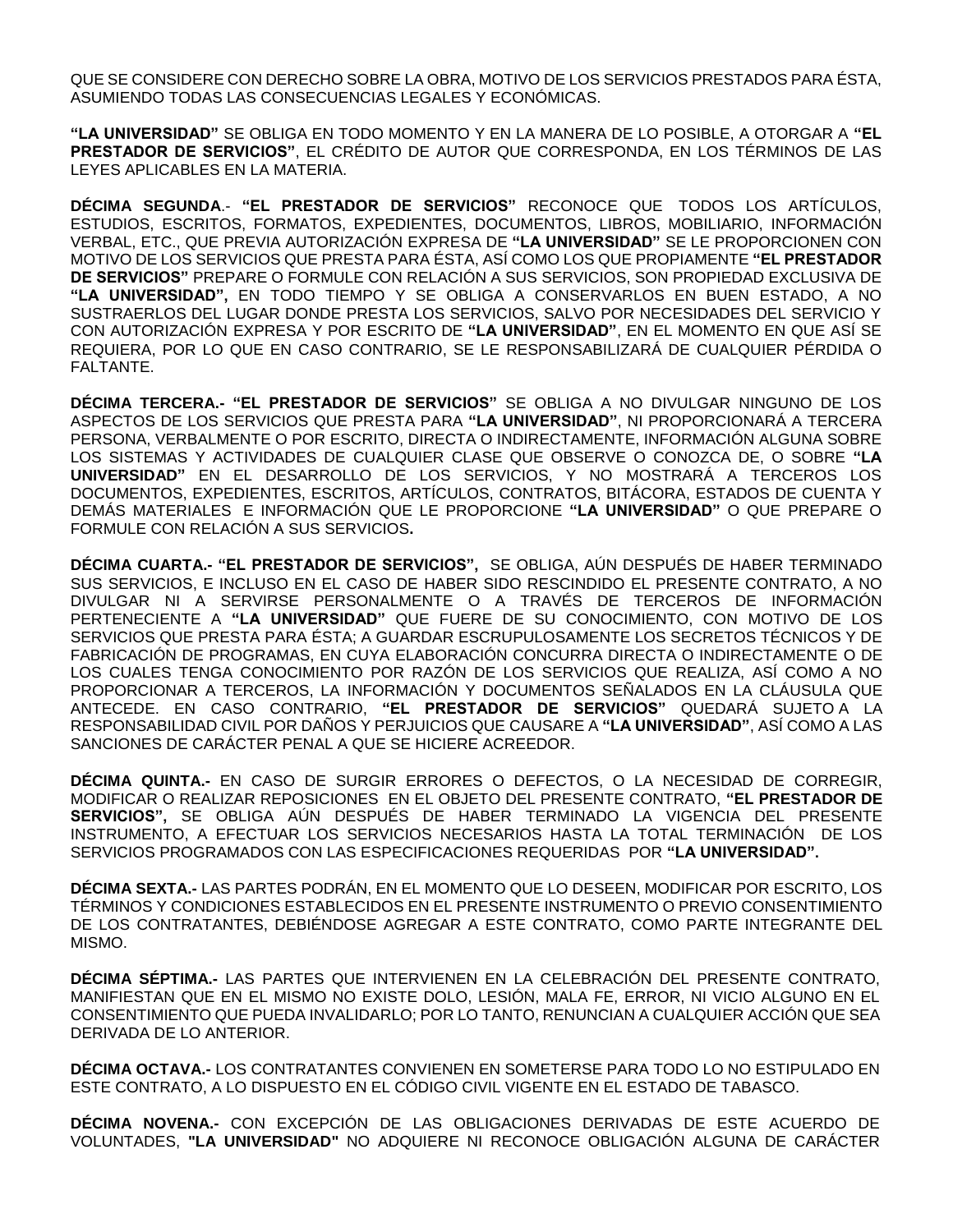QUE SE CONSIDERE CON DERECHO SOBRE LA OBRA, MOTIVO DE LOS SERVICIOS PRESTADOS PARA ÉSTA, ASUMIENDO TODAS LAS CONSECUENCIAS LEGALES Y ECONÓMICAS.

**"LA UNIVERSIDAD"** SE OBLIGA EN TODO MOMENTO Y EN LA MANERA DE LO POSIBLE, A OTORGAR A **"EL PRESTADOR DE SERVICIOS"**, EL CRÉDITO DE AUTOR QUE CORRESPONDA, EN LOS TÉRMINOS DE LAS LEYES APLICABLES EN LA MATERIA.

**DÉCIMA SEGUNDA**.- **"EL PRESTADOR DE SERVICIOS"** RECONOCE QUE TODOS LOS ARTÍCULOS, ESTUDIOS, ESCRITOS, FORMATOS, EXPEDIENTES, DOCUMENTOS, LIBROS, MOBILIARIO, INFORMACIÓN VERBAL, ETC., QUE PREVIA AUTORIZACIÓN EXPRESA DE **"LA UNIVERSIDAD"** SE LE PROPORCIONEN CON MOTIVO DE LOS SERVICIOS QUE PRESTA PARA ÉSTA, ASÍ COMO LOS QUE PROPIAMENTE **"EL PRESTADOR DE SERVICIOS"** PREPARE O FORMULE CON RELACIÓN A SUS SERVICIOS, SON PROPIEDAD EXCLUSIVA DE **"LA UNIVERSIDAD",** EN TODO TIEMPO Y SE OBLIGA A CONSERVARLOS EN BUEN ESTADO, A NO SUSTRAERLOS DEL LUGAR DONDE PRESTA LOS SERVICIOS, SALVO POR NECESIDADES DEL SERVICIO Y CON AUTORIZACIÓN EXPRESA Y POR ESCRITO DE **"LA UNIVERSIDAD"**, EN EL MOMENTO EN QUE ASÍ SE REQUIERA, POR LO QUE EN CASO CONTRARIO, SE LE RESPONSABILIZARÁ DE CUALQUIER PÉRDIDA O FALTANTE.

**DÉCIMA TERCERA.- "EL PRESTADOR DE SERVICIOS"** SE OBLIGA A NO DIVULGAR NINGUNO DE LOS ASPECTOS DE LOS SERVICIOS QUE PRESTA PARA **"LA UNIVERSIDAD"**, NI PROPORCIONARÁ A TERCERA PERSONA, VERBALMENTE O POR ESCRITO, DIRECTA O INDIRECTAMENTE, INFORMACIÓN ALGUNA SOBRE LOS SISTEMAS Y ACTIVIDADES DE CUALQUIER CLASE QUE OBSERVE O CONOZCA DE, O SOBRE **"LA UNIVERSIDAD"** EN EL DESARROLLO DE LOS SERVICIOS, Y NO MOSTRARÁ A TERCEROS LOS DOCUMENTOS, EXPEDIENTES, ESCRITOS, ARTÍCULOS, CONTRATOS, BITÁCORA, ESTADOS DE CUENTA Y DEMÁS MATERIALES E INFORMACIÓN QUE LE PROPORCIONE **"LA UNIVERSIDAD"** O QUE PREPARE O FORMULE CON RELACIÓN A SUS SERVICIOS**.**

**DÉCIMA CUARTA.- "EL PRESTADOR DE SERVICIOS",** SE OBLIGA, AÚN DESPUÉS DE HABER TERMINADO SUS SERVICIOS, E INCLUSO EN EL CASO DE HABER SIDO RESCINDIDO EL PRESENTE CONTRATO, A NO DIVULGAR NI A SERVIRSE PERSONALMENTE O A TRAVÉS DE TERCEROS DE INFORMACIÓN PERTENECIENTE A **"LA UNIVERSIDAD"** QUE FUERE DE SU CONOCIMIENTO, CON MOTIVO DE LOS SERVICIOS QUE PRESTA PARA ÉSTA; A GUARDAR ESCRUPULOSAMENTE LOS SECRETOS TÉCNICOS Y DE FABRICACIÓN DE PROGRAMAS, EN CUYA ELABORACIÓN CONCURRA DIRECTA O INDIRECTAMENTE O DE LOS CUALES TENGA CONOCIMIENTO POR RAZÓN DE LOS SERVICIOS QUE REALIZA, ASÍ COMO A NO PROPORCIONAR A TERCEROS, LA INFORMACIÓN Y DOCUMENTOS SEÑALADOS EN LA CLÁUSULA QUE ANTECEDE. EN CASO CONTRARIO, **"EL PRESTADOR DE SERVICIOS"** QUEDARÁ SUJETO A LA RESPONSABILIDAD CIVIL POR DAÑOS Y PERJUICIOS QUE CAUSARE A **"LA UNIVERSIDAD"**, ASÍ COMO A LAS SANCIONES DE CARÁCTER PENAL A QUE SE HICIERE ACREEDOR.

**DÉCIMA QUINTA.-** EN CASO DE SURGIR ERRORES O DEFECTOS, O LA NECESIDAD DE CORREGIR, MODIFICAR O REALIZAR REPOSICIONES EN EL OBJETO DEL PRESENTE CONTRATO, **"EL PRESTADOR DE SERVICIOS",** SE OBLIGA AÚN DESPUÉS DE HABER TERMINADO LA VIGENCIA DEL PRESENTE INSTRUMENTO, A EFECTUAR LOS SERVICIOS NECESARIOS HASTA LA TOTAL TERMINACIÓN DE LOS SERVICIOS PROGRAMADOS CON LAS ESPECIFICACIONES REQUERIDAS POR **"LA UNIVERSIDAD".**

**DÉCIMA SEXTA.-** LAS PARTES PODRÁN, EN EL MOMENTO QUE LO DESEEN, MODIFICAR POR ESCRITO, LOS TÉRMINOS Y CONDICIONES ESTABLECIDOS EN EL PRESENTE INSTRUMENTO O PREVIO CONSENTIMIENTO DE LOS CONTRATANTES, DEBIÉNDOSE AGREGAR A ESTE CONTRATO, COMO PARTE INTEGRANTE DEL MISMO.

**DÉCIMA SÉPTIMA.-** LAS PARTES QUE INTERVIENEN EN LA CELEBRACIÓN DEL PRESENTE CONTRATO, MANIFIESTAN QUE EN EL MISMO NO EXISTE DOLO, LESIÓN, MALA FE, ERROR, NI VICIO ALGUNO EN EL CONSENTIMIENTO QUE PUEDA INVALIDARLO; POR LO TANTO, RENUNCIAN A CUALQUIER ACCIÓN QUE SEA DERIVADA DE LO ANTERIOR.

**DÉCIMA OCTAVA.-** LOS CONTRATANTES CONVIENEN EN SOMETERSE PARA TODO LO NO ESTIPULADO EN ESTE CONTRATO, A LO DISPUESTO EN EL CÓDIGO CIVIL VIGENTE EN EL ESTADO DE TABASCO.

**DÉCIMA NOVENA.-** CON EXCEPCIÓN DE LAS OBLIGACIONES DERIVADAS DE ESTE ACUERDO DE VOLUNTADES, **"LA UNIVERSIDAD"** NO ADQUIERE NI RECONOCE OBLIGACIÓN ALGUNA DE CARÁCTER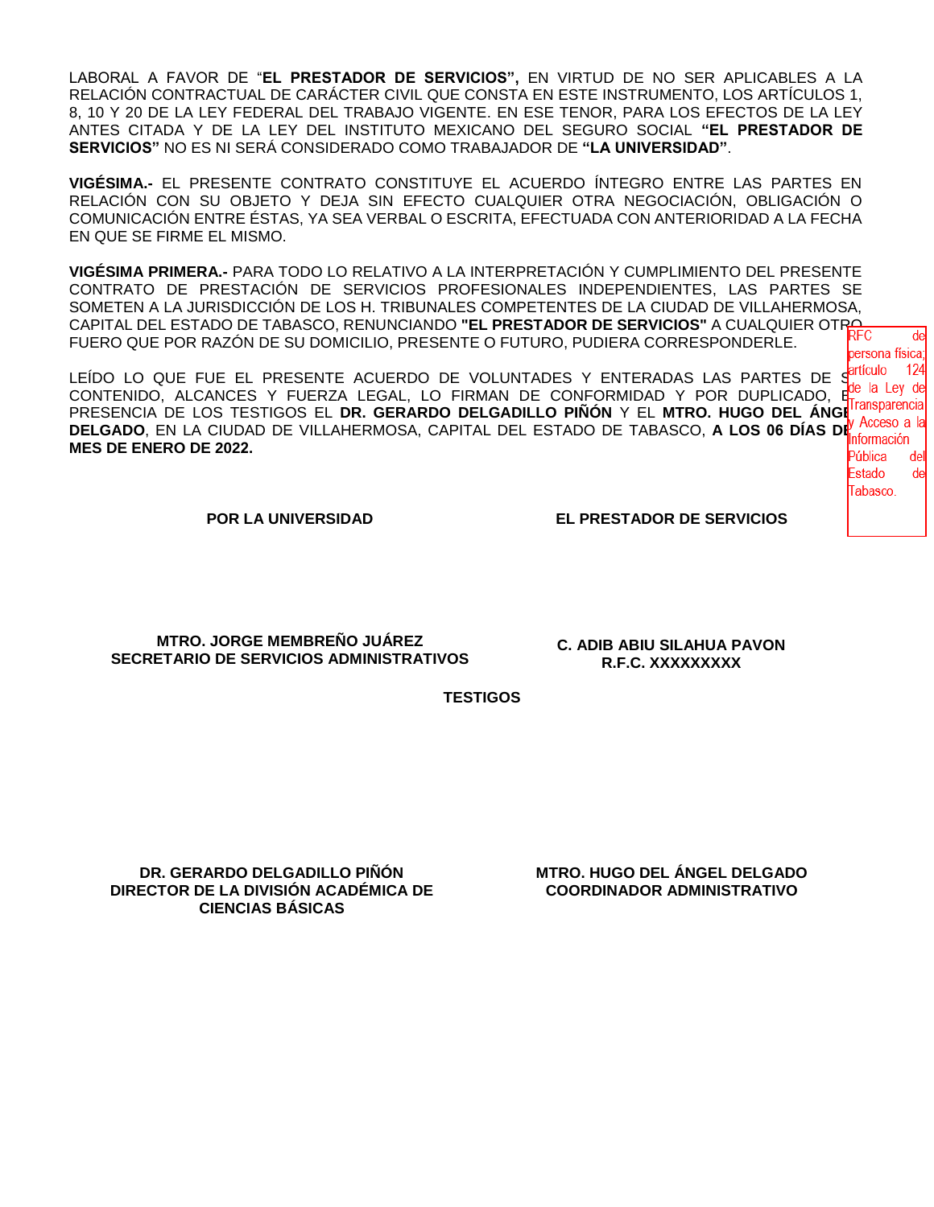LABORAL A FAVOR DE "**EL PRESTADOR DE SERVICIOS",** EN VIRTUD DE NO SER APLICABLES A LA RELACIÓN CONTRACTUAL DE CARÁCTER CIVIL QUE CONSTA EN ESTE INSTRUMENTO, LOS ARTÍCULOS 1, 8, 10 Y 20 DE LA LEY FEDERAL DEL TRABAJO VIGENTE. EN ESE TENOR, PARA LOS EFECTOS DE LA LEY ANTES CITADA Y DE LA LEY DEL INSTITUTO MEXICANO DEL SEGURO SOCIAL **"EL PRESTADOR DE SERVICIOS"** NO ES NI SERÁ CONSIDERADO COMO TRABAJADOR DE **"LA UNIVERSIDAD"**.

**VIGÉSIMA.-** EL PRESENTE CONTRATO CONSTITUYE EL ACUERDO ÍNTEGRO ENTRE LAS PARTES EN RELACIÓN CON SU OBJETO Y DEJA SIN EFECTO CUALQUIER OTRA NEGOCIACIÓN, OBLIGACIÓN O COMUNICACIÓN ENTRE ÉSTAS, YA SEA VERBAL O ESCRITA, EFECTUADA CON ANTERIORIDAD A LA FECHA EN QUE SE FIRME EL MISMO.

**VIGÉSIMA PRIMERA.-** PARA TODO LO RELATIVO A LA INTERPRETACIÓN Y CUMPLIMIENTO DEL PRESENTE CONTRATO DE PRESTACIÓN DE SERVICIOS PROFESIONALES INDEPENDIENTES, LAS PARTES SE SOMETEN A LA JURISDICCIÓN DE LOS H. TRIBUNALES COMPETENTES DE LA CIUDAD DE VILLAHERMOSA, CAPITAL DEL ESTADO DE TABASCO, RENUNCIANDO **"EL PRESTADOR DE SERVICIOS"** A CUALQUIER OTRO FUERO QUE POR RAZÓN DE SU DOMICILIO, PRESENTE O FUTURO, PUDIERA CORRESPONDERLE.

LEÍDO LO QUE FUE EL PRESENTE ACUERDO DE VOLUNTADES Y ENTERADAS LAS PARTES DE SU CONTENIDO, ALCANCES Y FUERZA LEGAL, LO FIRMAN DE CONFORMIDAD Y POR DUPLICADO, EN PRESENCIA DE LOS TESTIGOS EL **DR. GERARDO DELGADILLO PIÑÓN** Y EL **MTRO. HUGO DEL ÁNGEL DELGADO**, EN LA CIUDAD DE VILLAHERMOSA, CAPITAL DEL ESTADO DE TABASCO, **A LOS 06 DÍAS DEL MES DE ENERO DE 2022.**

RFC de persona física; artículo 124 de la Ley de Transparencia y Acceso a la Información Pública del Estado de Tabasco.

| POR LA UNIVERSIDAD | EL PRESTADOR DE SERVICIOS |
|---|---|
| **MTRO. JORGE MEMBREÑO JUÁREZ**<br>**SECRETARIO DE SERVICIOS ADMINISTRATIVOS** | **C. ADIB ABIU SILAHUA PAVON**<br>**R.F.C. XXXXXXXXX** |

**TESTIGOS**

| | |
|---|---|
| **DR. GERARDO DELGADILLO PIÑÓN**<br>**DIRECTOR DE LA DIVISIÓN ACADÉMICA DE CIENCIAS BÁSICAS** | **MTRO. HUGO DEL ÁNGEL DELGADO**<br>**COORDINADOR ADMINISTRATIVO** |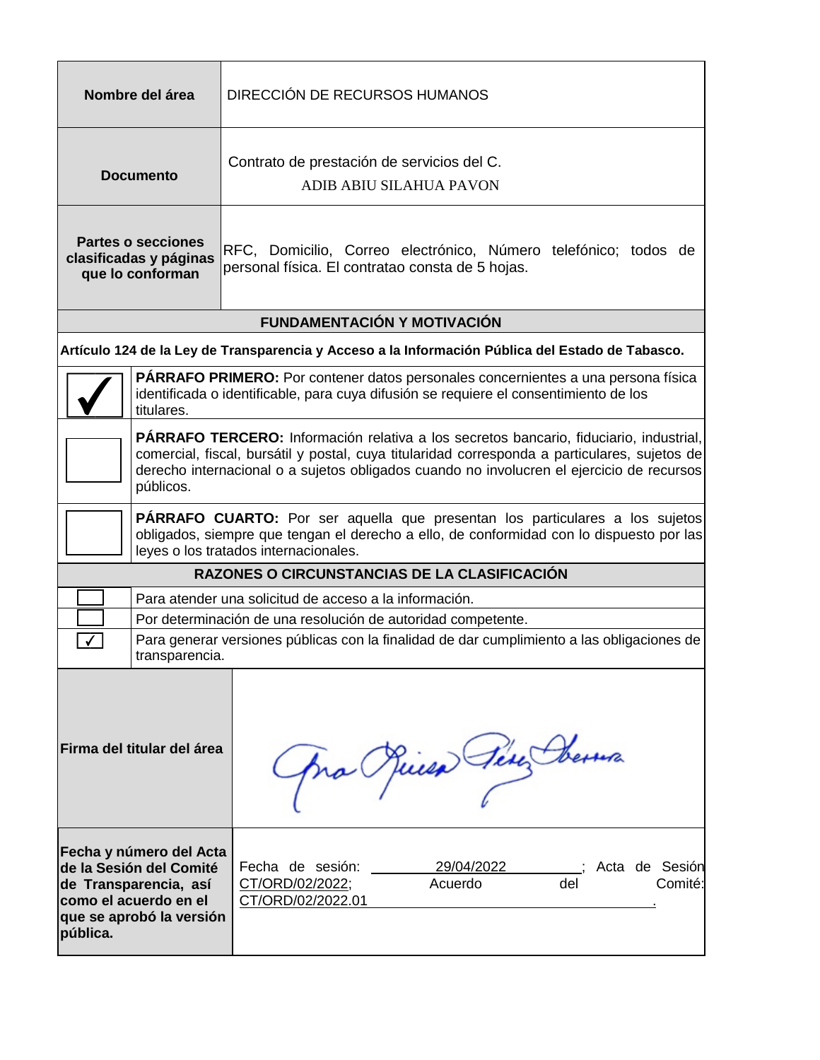| | |
|---|---|
| **Nombre del área** | DIRECCIÓN DE RECURSOS HUMANOS |
| **Documento** | Contrato de prestación de servicios del C. ADIB ABIU SILAHUA PAVON |
| **Partes o secciones clasificadas y páginas que lo conforman** | RFC, Domicilio, Correo electrónico, Número telefónico; todos de personal física. El contratao consta de 5 hojas. |

**FUNDAMENTACIÓN Y MOTIVACIÓN**

**Artículo 124 de la Ley de Transparencia y Acceso a la Información Pública del Estado de Tabasco.**

| | |
|---|---|
| ✓ | **PÁRRAFO PRIMERO:** Por contener datos personales concernientes a una persona física identificada o identificable, para cuya difusión se requiere el consentimiento de los titulares. |
| | **PÁRRAFO TERCERO:** Información relativa a los secretos bancario, fiduciario, industrial, comercial, fiscal, bursátil y postal, cuya titularidad corresponda a particulares, sujetos de derecho internacional o a sujetos obligados cuando no involucren el ejercicio de recursos públicos. |
| | **PÁRRAFO CUARTO:** Por ser aquella que presentan los particulares a los sujetos obligados, siempre que tengan el derecho a ello, de conformidad con lo dispuesto por las leyes o los tratados internacionales. |

**RAZONES O CIRCUNSTANCIAS DE LA CLASIFICACIÓN**

| | |
|---|---|
| | Para atender una solicitud de acceso a la información. |
| | Por determinación de una resolución de autoridad competente. |
| ✓ | Para generar versiones públicas con la finalidad de dar cumplimiento a las obligaciones de transparencia. |

| | |
|---|---|
| **Firma del titular del área** | [Firma] |
| **Fecha y número del Acta de la Sesión del Comité de Transparencia, así como el acuerdo en el que se aprobó la versión pública.** | Fecha de sesión: 29/04/2022; Acta de Sesión CT/ORD/02/2022; Acuerdo del Comité: CT/ORD/02/2022.01 . |